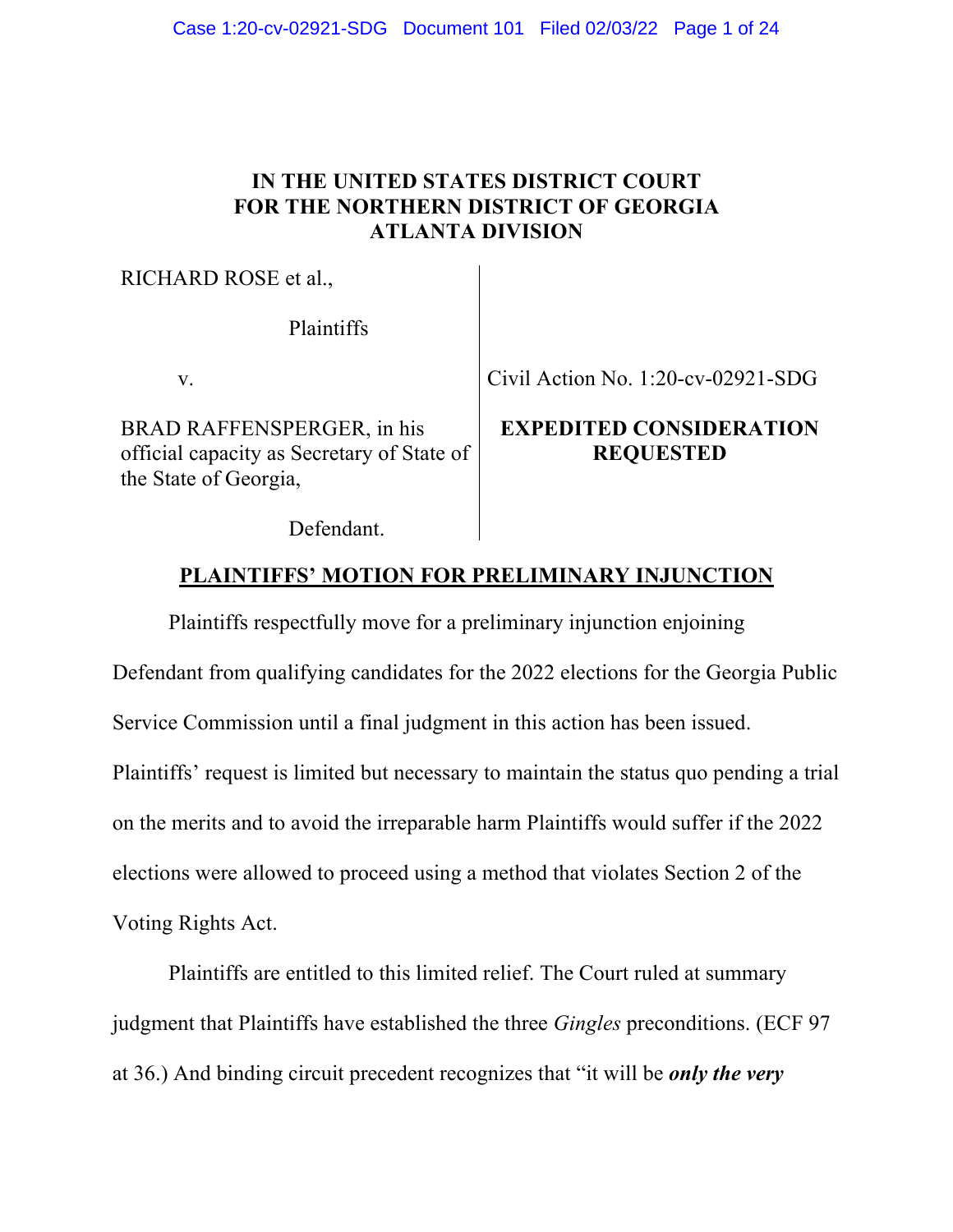**IN THE UNITED STATES DISTRICT COURT**
**FOR THE NORTHERN DISTRICT OF GEORGIA**
**ATLANTA DIVISION**

| | |
|---|---|
| RICHARD ROSE et al., | |
| Plaintiffs | |
| v. | Civil Action No. 1:20-cv-02921-SDG |
| BRAD RAFFENSPERGER, in his official capacity as Secretary of State of the State of Georgia, | **EXPEDITED CONSIDERATION REQUESTED** |
| Defendant. | |

**PLAINTIFFS' MOTION FOR PRELIMINARY INJUNCTION**

Plaintiffs respectfully move for a preliminary injunction enjoining Defendant from qualifying candidates for the 2022 elections for the Georgia Public Service Commission until a final judgment in this action has been issued. Plaintiffs' request is limited but necessary to maintain the status quo pending a trial on the merits and to avoid the irreparable harm Plaintiffs would suffer if the 2022 elections were allowed to proceed using a method that violates Section 2 of the Voting Rights Act.

Plaintiffs are entitled to this limited relief. The Court ruled at summary judgment that Plaintiffs have established the three *Gingles* preconditions. (ECF 97 at 36.) And binding circuit precedent recognizes that "it will be ***only the very***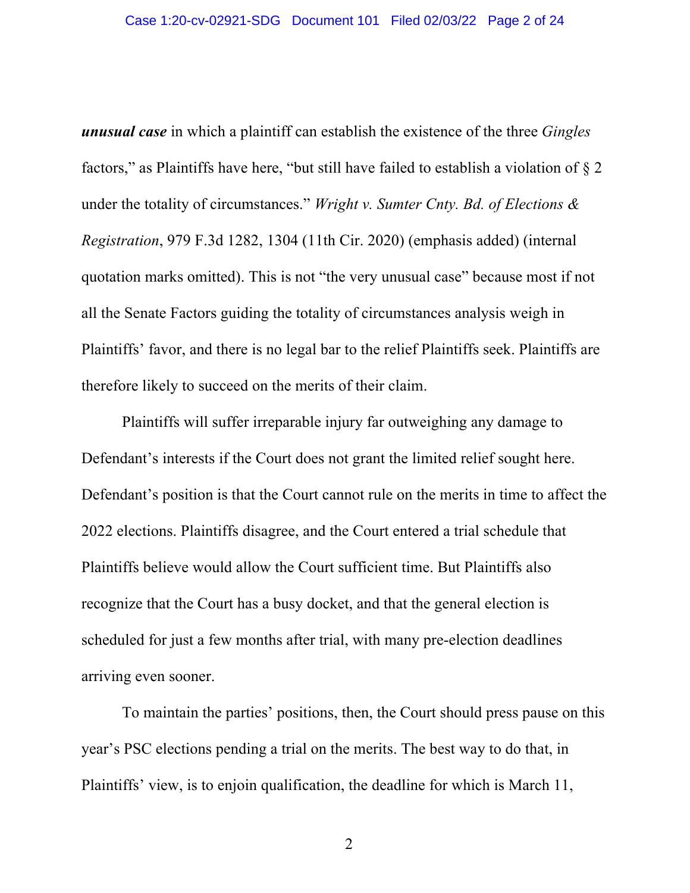***unusual case*** in which a plaintiff can establish the existence of the three *Gingles* factors," as Plaintiffs have here, "but still have failed to establish a violation of § 2 under the totality of circumstances." *Wright v. Sumter Cnty. Bd. of Elections & Registration*, 979 F.3d 1282, 1304 (11th Cir. 2020) (emphasis added) (internal quotation marks omitted). This is not "the very unusual case" because most if not all the Senate Factors guiding the totality of circumstances analysis weigh in Plaintiffs' favor, and there is no legal bar to the relief Plaintiffs seek. Plaintiffs are therefore likely to succeed on the merits of their claim.

Plaintiffs will suffer irreparable injury far outweighing any damage to Defendant's interests if the Court does not grant the limited relief sought here. Defendant's position is that the Court cannot rule on the merits in time to affect the 2022 elections. Plaintiffs disagree, and the Court entered a trial schedule that Plaintiffs believe would allow the Court sufficient time. But Plaintiffs also recognize that the Court has a busy docket, and that the general election is scheduled for just a few months after trial, with many pre-election deadlines arriving even sooner.

To maintain the parties' positions, then, the Court should press pause on this year's PSC elections pending a trial on the merits. The best way to do that, in Plaintiffs' view, is to enjoin qualification, the deadline for which is March 11,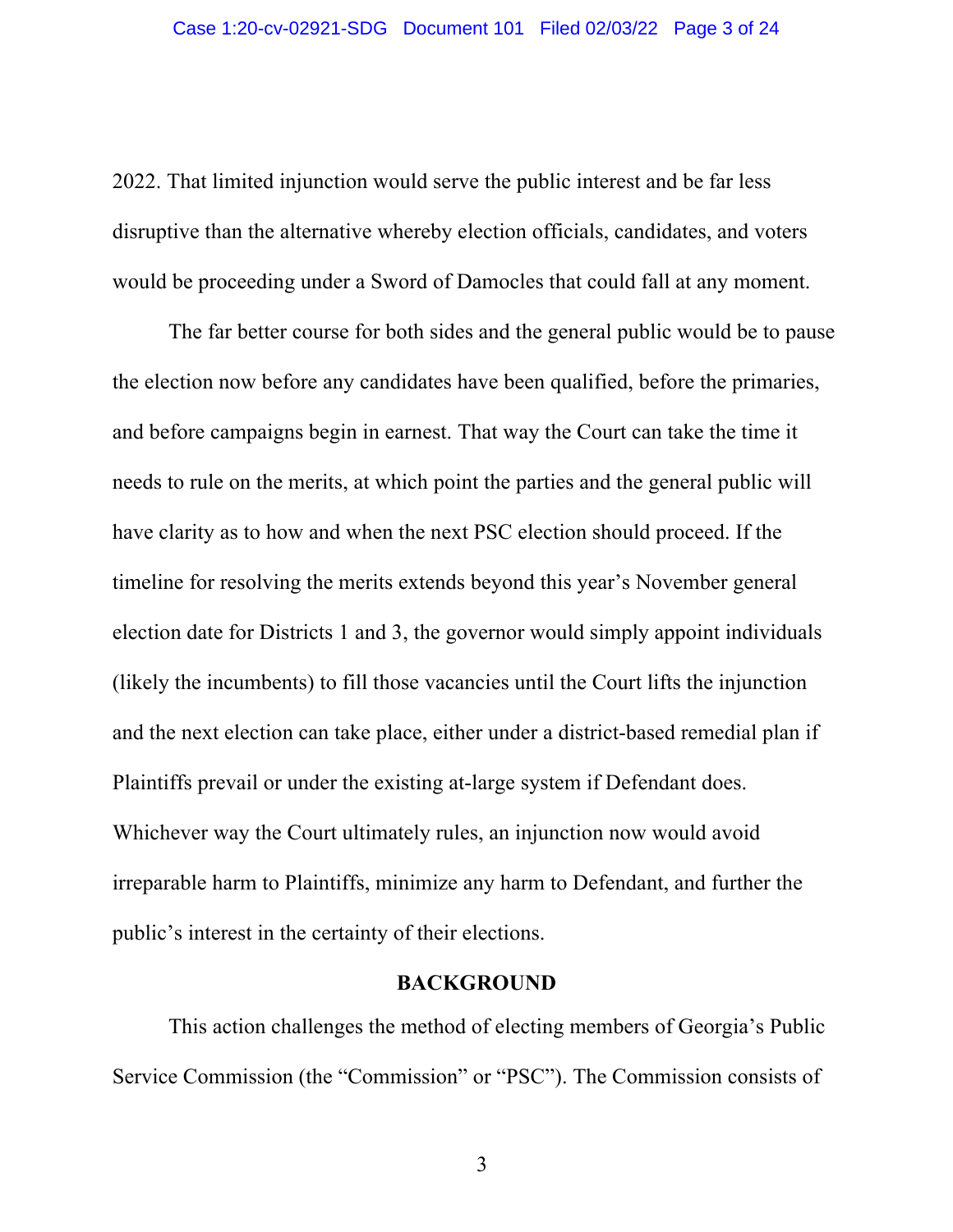2022. That limited injunction would serve the public interest and be far less disruptive than the alternative whereby election officials, candidates, and voters would be proceeding under a Sword of Damocles that could fall at any moment.

The far better course for both sides and the general public would be to pause the election now before any candidates have been qualified, before the primaries, and before campaigns begin in earnest. That way the Court can take the time it needs to rule on the merits, at which point the parties and the general public will have clarity as to how and when the next PSC election should proceed. If the timeline for resolving the merits extends beyond this year's November general election date for Districts 1 and 3, the governor would simply appoint individuals (likely the incumbents) to fill those vacancies until the Court lifts the injunction and the next election can take place, either under a district-based remedial plan if Plaintiffs prevail or under the existing at-large system if Defendant does. Whichever way the Court ultimately rules, an injunction now would avoid irreparable harm to Plaintiffs, minimize any harm to Defendant, and further the public's interest in the certainty of their elections.

## BACKGROUND

This action challenges the method of electing members of Georgia's Public Service Commission (the "Commission" or "PSC"). The Commission consists of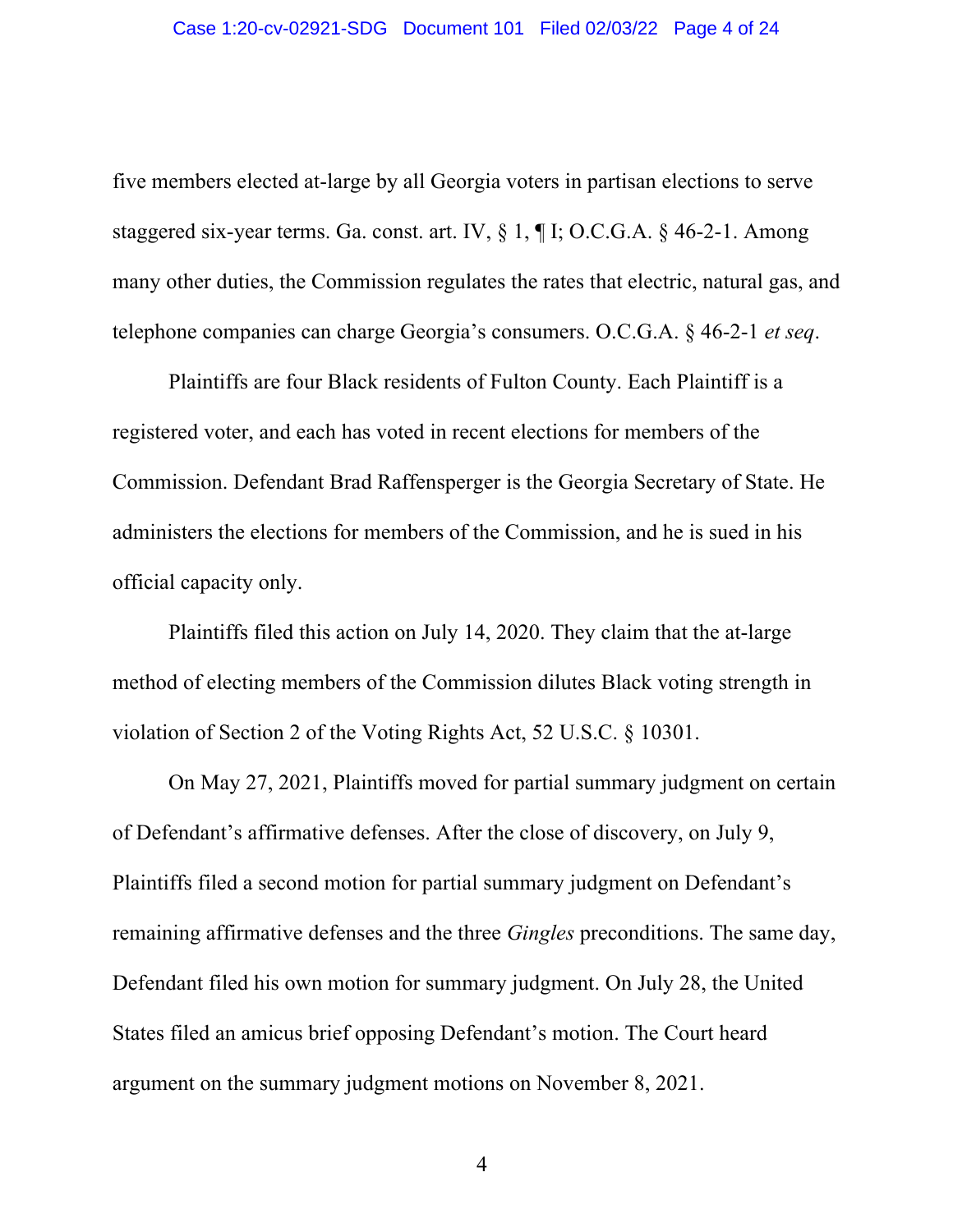five members elected at-large by all Georgia voters in partisan elections to serve staggered six-year terms. Ga. const. art. IV, § 1, ¶ I; O.C.G.A. § 46-2-1. Among many other duties, the Commission regulates the rates that electric, natural gas, and telephone companies can charge Georgia's consumers. O.C.G.A. § 46-2-1 *et seq*.

Plaintiffs are four Black residents of Fulton County. Each Plaintiff is a registered voter, and each has voted in recent elections for members of the Commission. Defendant Brad Raffensperger is the Georgia Secretary of State. He administers the elections for members of the Commission, and he is sued in his official capacity only.

Plaintiffs filed this action on July 14, 2020. They claim that the at-large method of electing members of the Commission dilutes Black voting strength in violation of Section 2 of the Voting Rights Act, 52 U.S.C. § 10301.

On May 27, 2021, Plaintiffs moved for partial summary judgment on certain of Defendant's affirmative defenses. After the close of discovery, on July 9, Plaintiffs filed a second motion for partial summary judgment on Defendant's remaining affirmative defenses and the three *Gingles* preconditions. The same day, Defendant filed his own motion for summary judgment. On July 28, the United States filed an amicus brief opposing Defendant's motion. The Court heard argument on the summary judgment motions on November 8, 2021.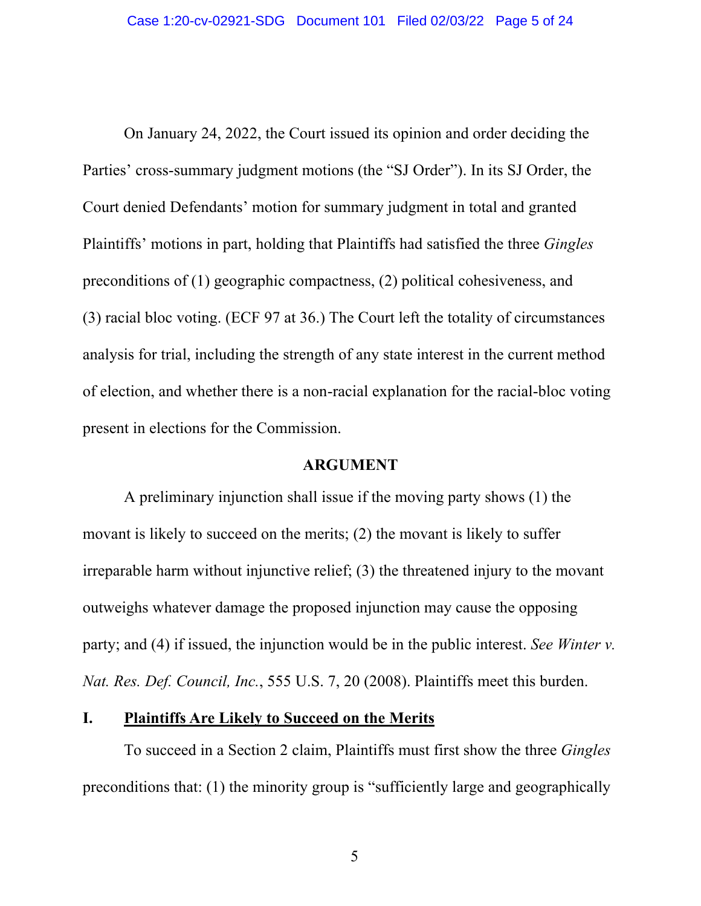On January 24, 2022, the Court issued its opinion and order deciding the Parties' cross-summary judgment motions (the "SJ Order"). In its SJ Order, the Court denied Defendants' motion for summary judgment in total and granted Plaintiffs' motions in part, holding that Plaintiffs had satisfied the three *Gingles* preconditions of (1) geographic compactness, (2) political cohesiveness, and (3) racial bloc voting. (ECF 97 at 36.) The Court left the totality of circumstances analysis for trial, including the strength of any state interest in the current method of election, and whether there is a non-racial explanation for the racial-bloc voting present in elections for the Commission.

## ARGUMENT

A preliminary injunction shall issue if the moving party shows (1) the movant is likely to succeed on the merits; (2) the movant is likely to suffer irreparable harm without injunctive relief; (3) the threatened injury to the movant outweighs whatever damage the proposed injunction may cause the opposing party; and (4) if issued, the injunction would be in the public interest. *See Winter v. Nat. Res. Def. Council, Inc.*, 555 U.S. 7, 20 (2008). Plaintiffs meet this burden.

### I. <u>Plaintiffs Are Likely to Succeed on the Merits</u>

To succeed in a Section 2 claim, Plaintiffs must first show the three *Gingles* preconditions that: (1) the minority group is "sufficiently large and geographically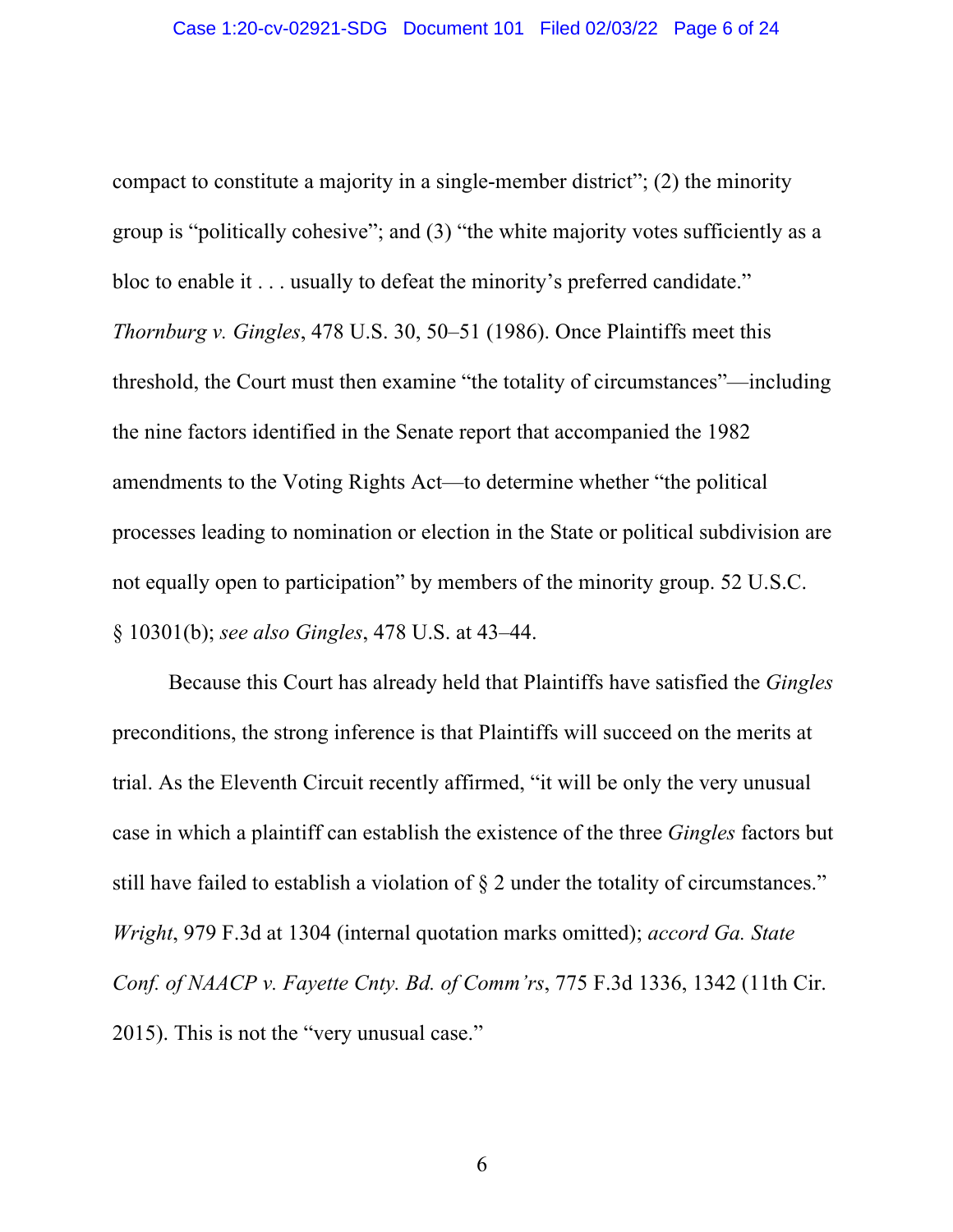compact to constitute a majority in a single-member district"; (2) the minority group is "politically cohesive"; and (3) "the white majority votes sufficiently as a bloc to enable it . . . usually to defeat the minority's preferred candidate." *Thornburg v. Gingles*, 478 U.S. 30, 50–51 (1986). Once Plaintiffs meet this threshold, the Court must then examine "the totality of circumstances"—including the nine factors identified in the Senate report that accompanied the 1982 amendments to the Voting Rights Act—to determine whether "the political processes leading to nomination or election in the State or political subdivision are not equally open to participation" by members of the minority group. 52 U.S.C. § 10301(b); *see also Gingles*, 478 U.S. at 43–44.

Because this Court has already held that Plaintiffs have satisfied the *Gingles* preconditions, the strong inference is that Plaintiffs will succeed on the merits at trial. As the Eleventh Circuit recently affirmed, "it will be only the very unusual case in which a plaintiff can establish the existence of the three *Gingles* factors but still have failed to establish a violation of § 2 under the totality of circumstances." *Wright*, 979 F.3d at 1304 (internal quotation marks omitted); *accord Ga. State Conf. of NAACP v. Fayette Cnty. Bd. of Comm'rs*, 775 F.3d 1336, 1342 (11th Cir. 2015). This is not the "very unusual case."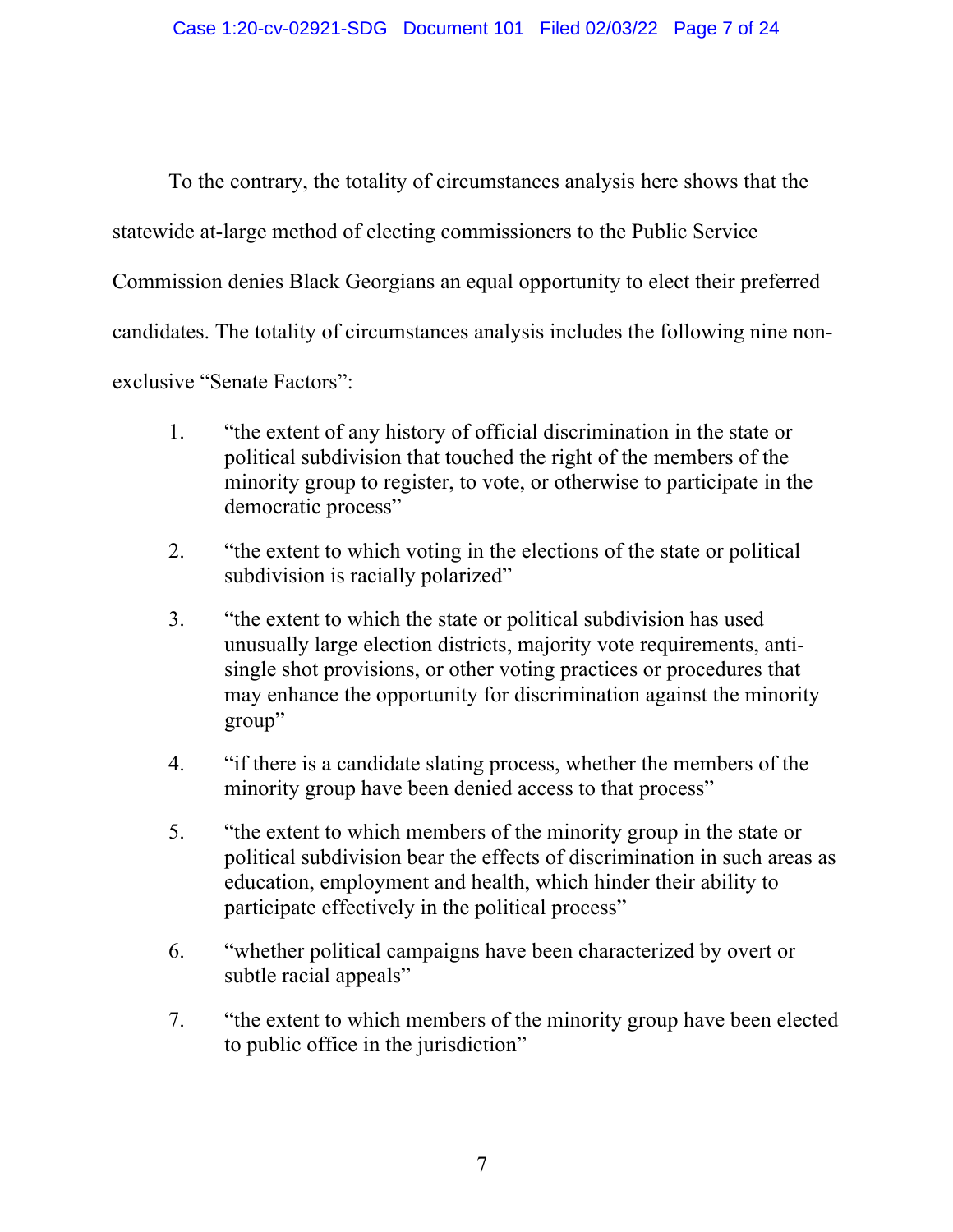To the contrary, the totality of circumstances analysis here shows that the statewide at-large method of electing commissioners to the Public Service Commission denies Black Georgians an equal opportunity to elect their preferred candidates. The totality of circumstances analysis includes the following nine non-exclusive "Senate Factors":

1. "the extent of any history of official discrimination in the state or political subdivision that touched the right of the members of the minority group to register, to vote, or otherwise to participate in the democratic process"

2. "the extent to which voting in the elections of the state or political subdivision is racially polarized"

3. "the extent to which the state or political subdivision has used unusually large election districts, majority vote requirements, anti-single shot provisions, or other voting practices or procedures that may enhance the opportunity for discrimination against the minority group"

4. "if there is a candidate slating process, whether the members of the minority group have been denied access to that process"

5. "the extent to which members of the minority group in the state or political subdivision bear the effects of discrimination in such areas as education, employment and health, which hinder their ability to participate effectively in the political process"

6. "whether political campaigns have been characterized by overt or subtle racial appeals"

7. "the extent to which members of the minority group have been elected to public office in the jurisdiction"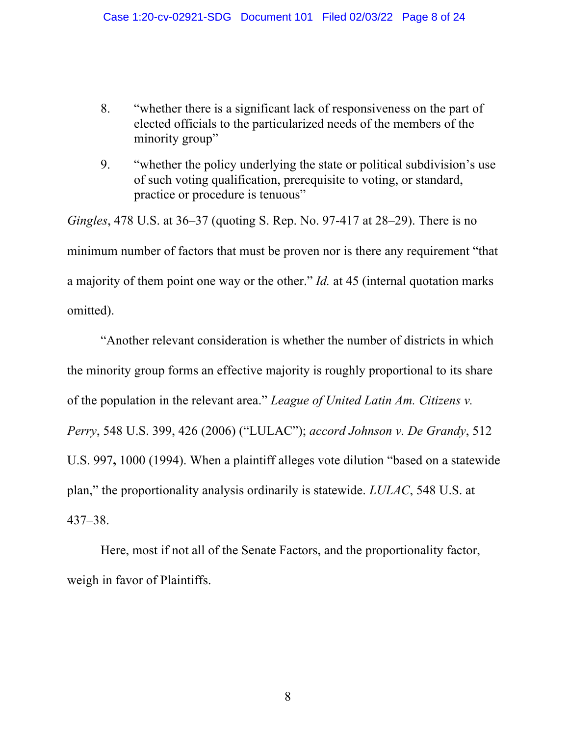8. "whether there is a significant lack of responsiveness on the part of elected officials to the particularized needs of the members of the minority group"

9. "whether the policy underlying the state or political subdivision's use of such voting qualification, prerequisite to voting, or standard, practice or procedure is tenuous"

*Gingles*, 478 U.S. at 36–37 (quoting S. Rep. No. 97-417 at 28–29). There is no minimum number of factors that must be proven nor is there any requirement "that a majority of them point one way or the other." *Id.* at 45 (internal quotation marks omitted).

"Another relevant consideration is whether the number of districts in which the minority group forms an effective majority is roughly proportional to its share of the population in the relevant area." *League of United Latin Am. Citizens v. Perry*, 548 U.S. 399, 426 (2006) ("LULAC"); *accord Johnson v. De Grandy*, 512 U.S. 997**,** 1000 (1994). When a plaintiff alleges vote dilution "based on a statewide plan," the proportionality analysis ordinarily is statewide. *LULAC*, 548 U.S. at 437–38.

Here, most if not all of the Senate Factors, and the proportionality factor, weigh in favor of Plaintiffs.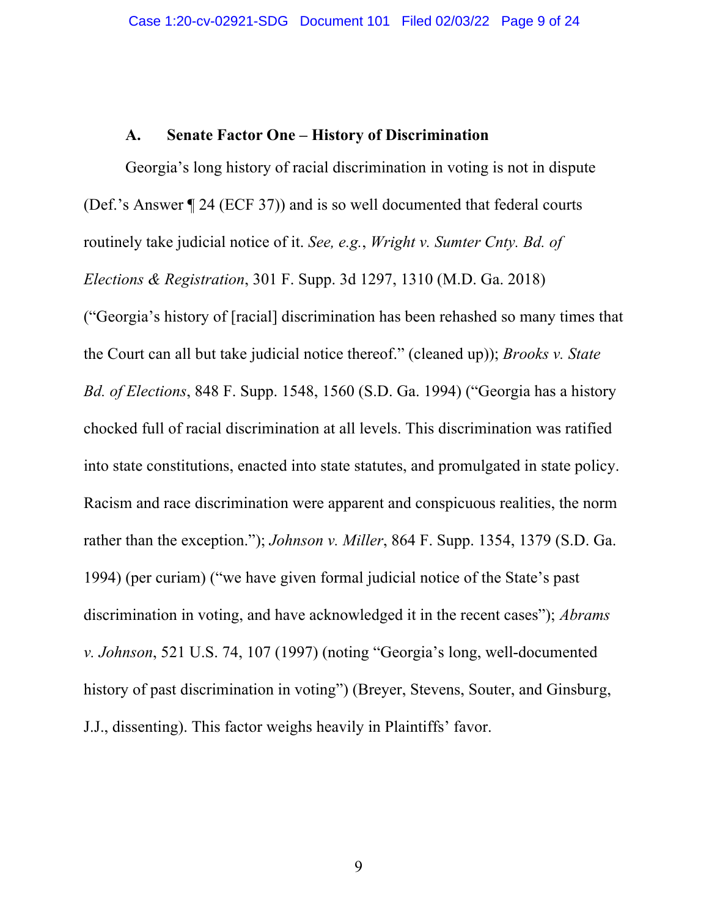### A. Senate Factor One – History of Discrimination

Georgia's long history of racial discrimination in voting is not in dispute (Def.'s Answer ¶ 24 (ECF 37)) and is so well documented that federal courts routinely take judicial notice of it. *See, e.g.*, *Wright v. Sumter Cnty. Bd. of Elections & Registration*, 301 F. Supp. 3d 1297, 1310 (M.D. Ga. 2018) ("Georgia's history of [racial] discrimination has been rehashed so many times that the Court can all but take judicial notice thereof." (cleaned up)); *Brooks v. State Bd. of Elections*, 848 F. Supp. 1548, 1560 (S.D. Ga. 1994) ("Georgia has a history chocked full of racial discrimination at all levels. This discrimination was ratified into state constitutions, enacted into state statutes, and promulgated in state policy. Racism and race discrimination were apparent and conspicuous realities, the norm rather than the exception."); *Johnson v. Miller*, 864 F. Supp. 1354, 1379 (S.D. Ga. 1994) (per curiam) ("we have given formal judicial notice of the State's past discrimination in voting, and have acknowledged it in the recent cases"); *Abrams v. Johnson*, 521 U.S. 74, 107 (1997) (noting "Georgia's long, well-documented history of past discrimination in voting") (Breyer, Stevens, Souter, and Ginsburg, J.J., dissenting). This factor weighs heavily in Plaintiffs' favor.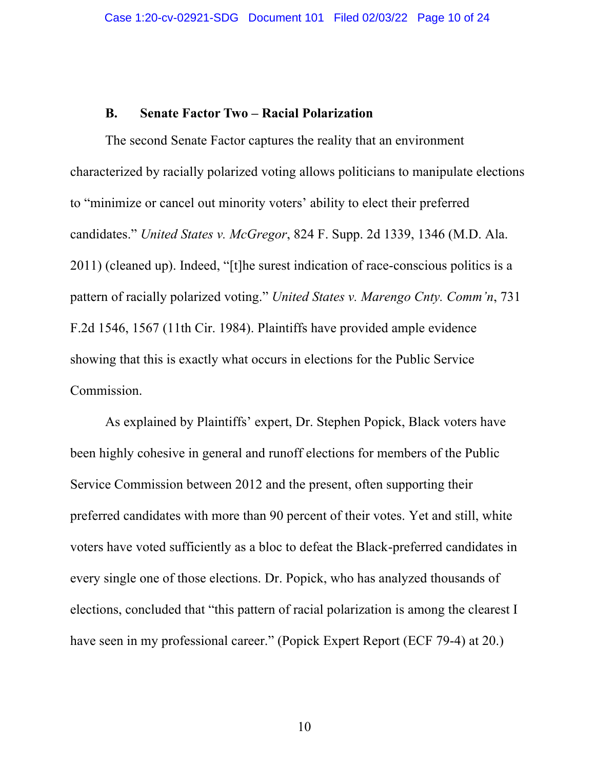### B. Senate Factor Two – Racial Polarization

The second Senate Factor captures the reality that an environment characterized by racially polarized voting allows politicians to manipulate elections to "minimize or cancel out minority voters' ability to elect their preferred candidates." *United States v. McGregor*, 824 F. Supp. 2d 1339, 1346 (M.D. Ala. 2011) (cleaned up). Indeed, "[t]he surest indication of race-conscious politics is a pattern of racially polarized voting." *United States v. Marengo Cnty. Comm'n*, 731 F.2d 1546, 1567 (11th Cir. 1984). Plaintiffs have provided ample evidence showing that this is exactly what occurs in elections for the Public Service Commission.

As explained by Plaintiffs' expert, Dr. Stephen Popick, Black voters have been highly cohesive in general and runoff elections for members of the Public Service Commission between 2012 and the present, often supporting their preferred candidates with more than 90 percent of their votes. Yet and still, white voters have voted sufficiently as a bloc to defeat the Black-preferred candidates in every single one of those elections. Dr. Popick, who has analyzed thousands of elections, concluded that "this pattern of racial polarization is among the clearest I have seen in my professional career." (Popick Expert Report (ECF 79-4) at 20.)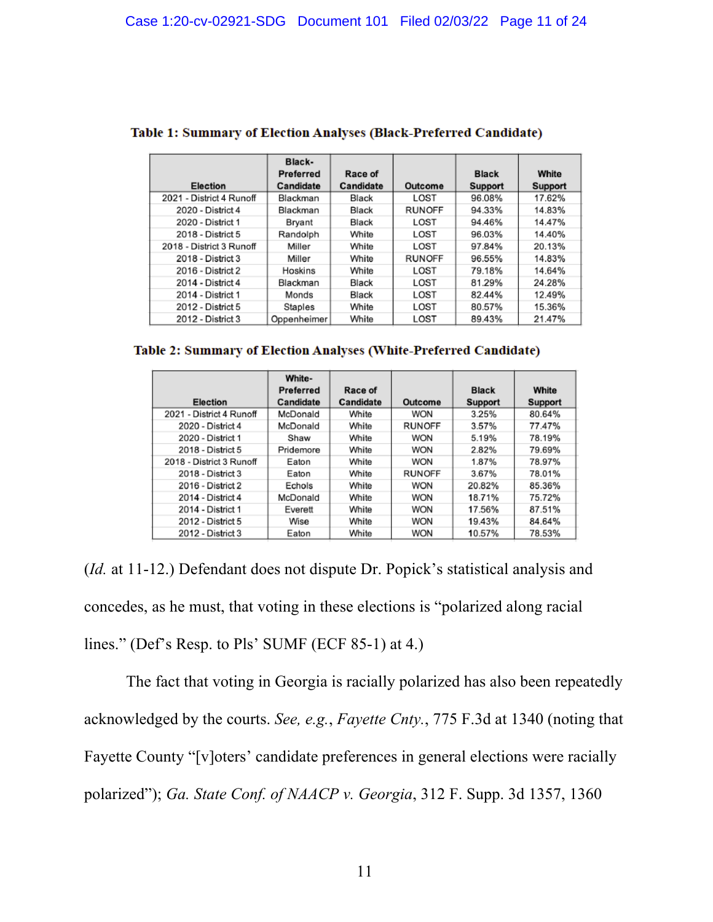**Table 1: Summary of Election Analyses (Black-Preferred Candidate)**

| Election | Black-Preferred Candidate | Race of Candidate | Outcome | Black Support | White Support |
|---|---|---|---|---|---|
| 2021 - District 4 Runoff | Blackman | Black | LOST | 96.08% | 17.62% |
| 2020 - District 4 | Blackman | Black | RUNOFF | 94.33% | 14.83% |
| 2020 - District 1 | Bryant | Black | LOST | 94.46% | 14.47% |
| 2018 - District 5 | Randolph | White | LOST | 96.03% | 14.40% |
| 2018 - District 3 Runoff | Miller | White | LOST | 97.84% | 20.13% |
| 2018 - District 3 | Miller | White | RUNOFF | 96.55% | 14.83% |
| 2016 - District 2 | Hoskins | White | LOST | 79.18% | 14.64% |
| 2014 - District 4 | Blackman | Black | LOST | 81.29% | 24.28% |
| 2014 - District 1 | Monds | Black | LOST | 82.44% | 12.49% |
| 2012 - District 5 | Staples | White | LOST | 80.57% | 15.36% |
| 2012 - District 3 | Oppenheimer | White | LOST | 89.43% | 21.47% |

**Table 2: Summary of Election Analyses (White-Preferred Candidate)**

| Election | White-Preferred Candidate | Race of Candidate | Outcome | Black Support | White Support |
|---|---|---|---|---|---|
| 2021 - District 4 Runoff | McDonald | White | WON | 3.25% | 80.64% |
| 2020 - District 4 | McDonald | White | RUNOFF | 3.57% | 77.47% |
| 2020 - District 1 | Shaw | White | WON | 5.19% | 78.19% |
| 2018 - District 5 | Pridemore | White | WON | 2.82% | 79.69% |
| 2018 - District 3 Runoff | Eaton | White | WON | 1.87% | 78.97% |
| 2018 - District 3 | Eaton | White | RUNOFF | 3.67% | 78.01% |
| 2016 - District 2 | Echols | White | WON | 20.82% | 85.36% |
| 2014 - District 4 | McDonald | White | WON | 18.71% | 75.72% |
| 2014 - District 1 | Everett | White | WON | 17.56% | 87.51% |
| 2012 - District 5 | Wise | White | WON | 19.43% | 84.64% |
| 2012 - District 3 | Eaton | White | WON | 10.57% | 78.53% |

(*Id.* at 11-12.) Defendant does not dispute Dr. Popick's statistical analysis and concedes, as he must, that voting in these elections is "polarized along racial lines." (Def's Resp. to Pls' SUMF (ECF 85-1) at 4.)

The fact that voting in Georgia is racially polarized has also been repeatedly acknowledged by the courts. *See, e.g.*, *Fayette Cnty.*, 775 F.3d at 1340 (noting that Fayette County "[v]oters' candidate preferences in general elections were racially polarized"); *Ga. State Conf. of NAACP v. Georgia*, 312 F. Supp. 3d 1357, 1360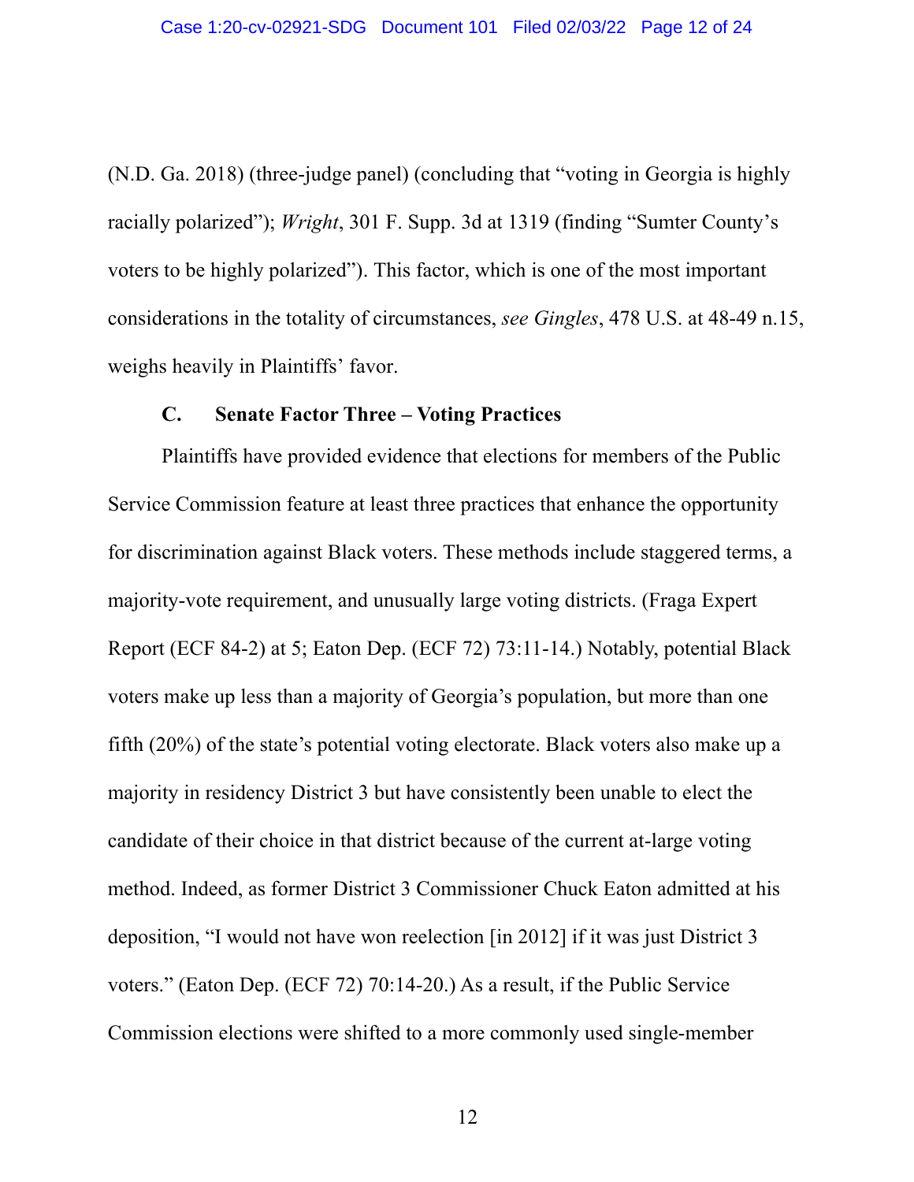(N.D. Ga. 2018) (three-judge panel) (concluding that "voting in Georgia is highly racially polarized"); *Wright*, 301 F. Supp. 3d at 1319 (finding "Sumter County's voters to be highly polarized"). This factor, which is one of the most important considerations in the totality of circumstances, *see Gingles*, 478 U.S. at 48-49 n.15, weighs heavily in Plaintiffs' favor.

### C. Senate Factor Three – Voting Practices

Plaintiffs have provided evidence that elections for members of the Public Service Commission feature at least three practices that enhance the opportunity for discrimination against Black voters. These methods include staggered terms, a majority-vote requirement, and unusually large voting districts. (Fraga Expert Report (ECF 84-2) at 5; Eaton Dep. (ECF 72) 73:11-14.) Notably, potential Black voters make up less than a majority of Georgia's population, but more than one fifth (20%) of the state's potential voting electorate. Black voters also make up a majority in residency District 3 but have consistently been unable to elect the candidate of their choice in that district because of the current at-large voting method. Indeed, as former District 3 Commissioner Chuck Eaton admitted at his deposition, "I would not have won reelection [in 2012] if it was just District 3 voters." (Eaton Dep. (ECF 72) 70:14-20.) As a result, if the Public Service Commission elections were shifted to a more commonly used single-member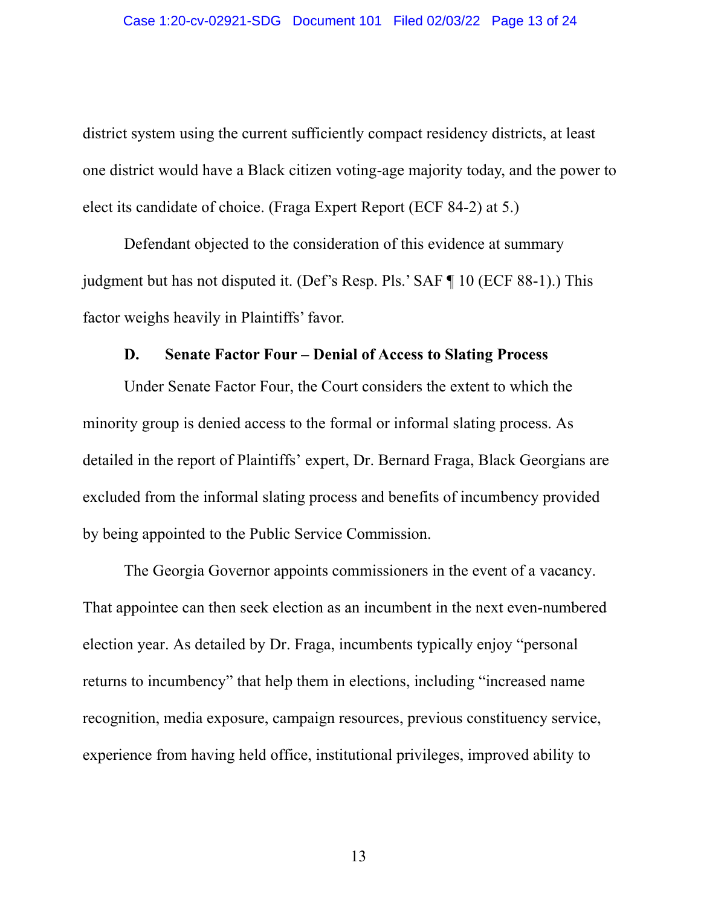district system using the current sufficiently compact residency districts, at least one district would have a Black citizen voting-age majority today, and the power to elect its candidate of choice. (Fraga Expert Report (ECF 84-2) at 5.)

Defendant objected to the consideration of this evidence at summary judgment but has not disputed it. (Def's Resp. Pls.' SAF ¶ 10 (ECF 88-1).) This factor weighs heavily in Plaintiffs' favor.

### D. Senate Factor Four – Denial of Access to Slating Process

Under Senate Factor Four, the Court considers the extent to which the minority group is denied access to the formal or informal slating process. As detailed in the report of Plaintiffs' expert, Dr. Bernard Fraga, Black Georgians are excluded from the informal slating process and benefits of incumbency provided by being appointed to the Public Service Commission.

The Georgia Governor appoints commissioners in the event of a vacancy. That appointee can then seek election as an incumbent in the next even-numbered election year. As detailed by Dr. Fraga, incumbents typically enjoy "personal returns to incumbency" that help them in elections, including "increased name recognition, media exposure, campaign resources, previous constituency service, experience from having held office, institutional privileges, improved ability to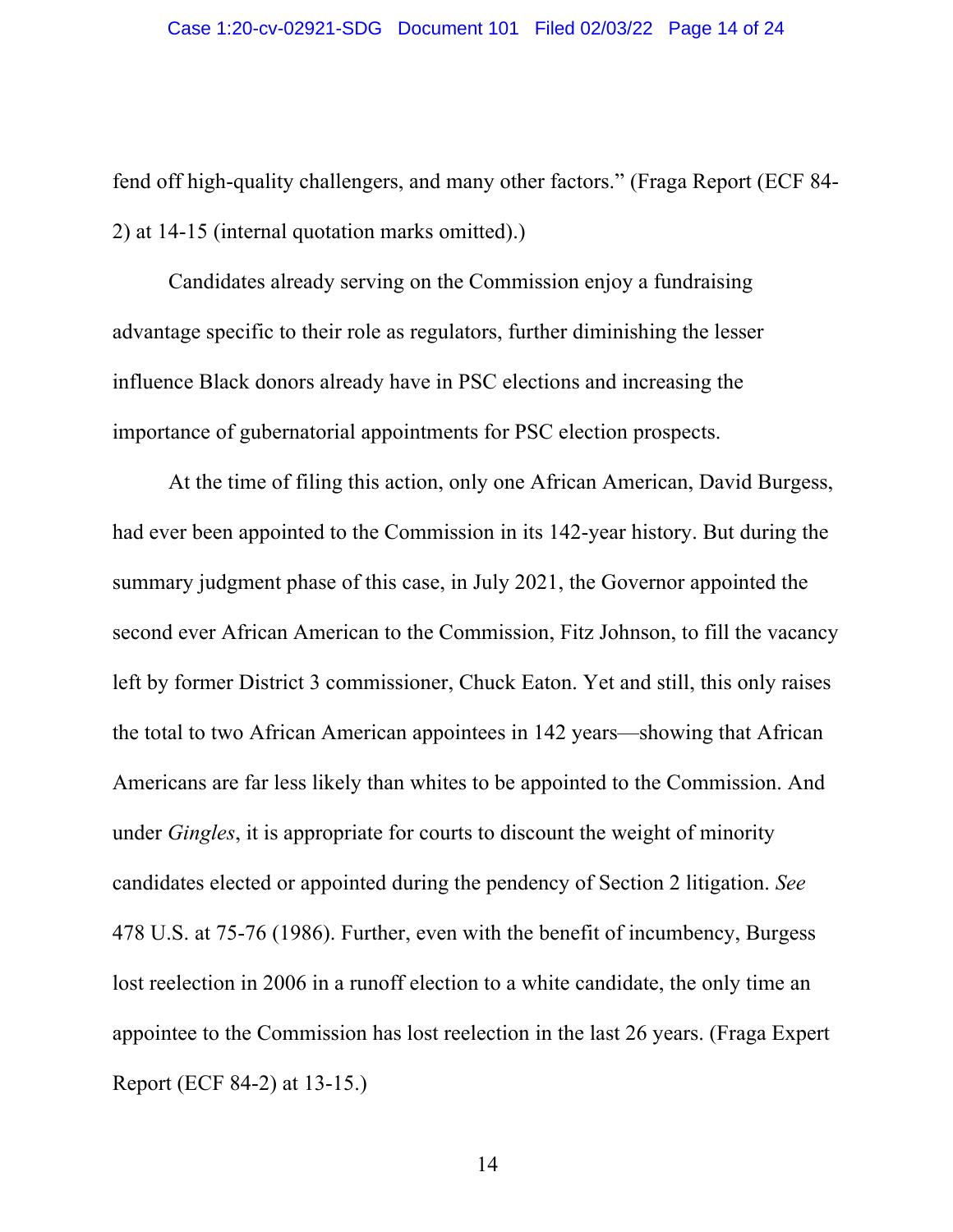fend off high-quality challengers, and many other factors." (Fraga Report (ECF 84-2) at 14-15 (internal quotation marks omitted).)

Candidates already serving on the Commission enjoy a fundraising advantage specific to their role as regulators, further diminishing the lesser influence Black donors already have in PSC elections and increasing the importance of gubernatorial appointments for PSC election prospects.

At the time of filing this action, only one African American, David Burgess, had ever been appointed to the Commission in its 142-year history. But during the summary judgment phase of this case, in July 2021, the Governor appointed the second ever African American to the Commission, Fitz Johnson, to fill the vacancy left by former District 3 commissioner, Chuck Eaton. Yet and still, this only raises the total to two African American appointees in 142 years—showing that African Americans are far less likely than whites to be appointed to the Commission. And under *Gingles*, it is appropriate for courts to discount the weight of minority candidates elected or appointed during the pendency of Section 2 litigation. *See* 478 U.S. at 75-76 (1986). Further, even with the benefit of incumbency, Burgess lost reelection in 2006 in a runoff election to a white candidate, the only time an appointee to the Commission has lost reelection in the last 26 years. (Fraga Expert Report (ECF 84-2) at 13-15.)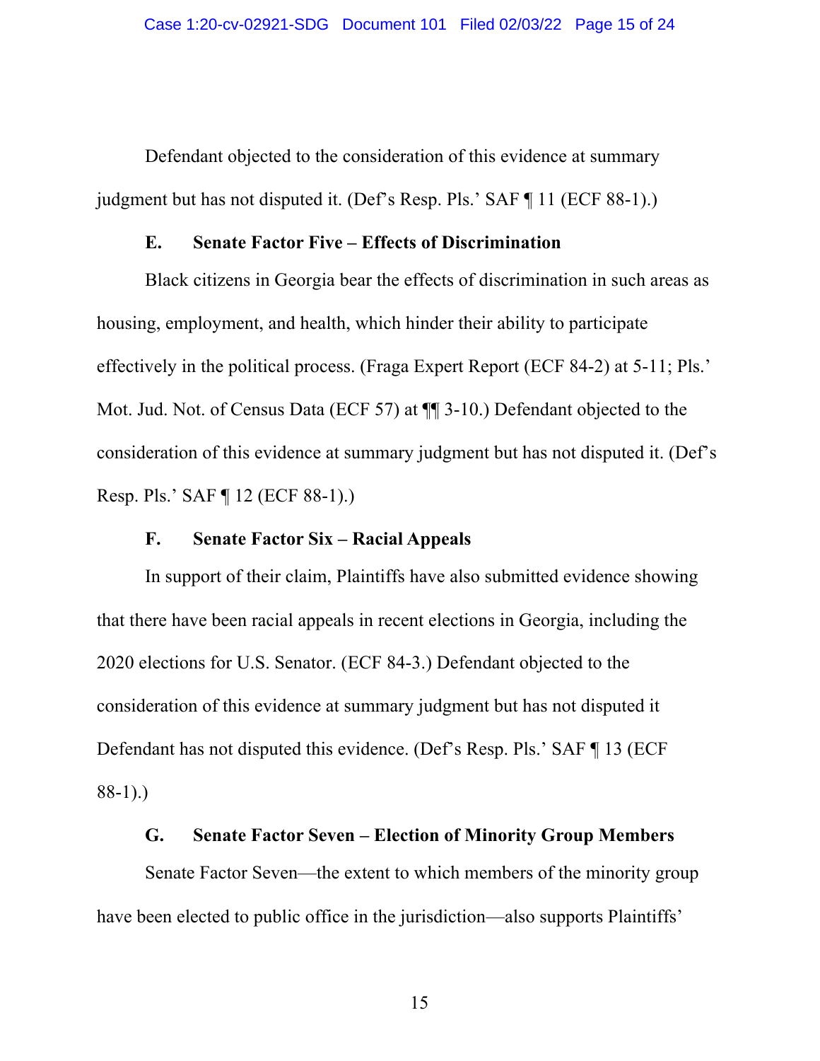Defendant objected to the consideration of this evidence at summary judgment but has not disputed it. (Def's Resp. Pls.' SAF ¶ 11 (ECF 88-1).)

### E. Senate Factor Five – Effects of Discrimination

Black citizens in Georgia bear the effects of discrimination in such areas as housing, employment, and health, which hinder their ability to participate effectively in the political process. (Fraga Expert Report (ECF 84-2) at 5-11; Pls.' Mot. Jud. Not. of Census Data (ECF 57) at ¶¶ 3-10.) Defendant objected to the consideration of this evidence at summary judgment but has not disputed it. (Def's Resp. Pls.' SAF ¶ 12 (ECF 88-1).)

### F. Senate Factor Six – Racial Appeals

In support of their claim, Plaintiffs have also submitted evidence showing that there have been racial appeals in recent elections in Georgia, including the 2020 elections for U.S. Senator. (ECF 84-3.) Defendant objected to the consideration of this evidence at summary judgment but has not disputed it Defendant has not disputed this evidence. (Def's Resp. Pls.' SAF ¶ 13 (ECF 88-1).)

### G. Senate Factor Seven – Election of Minority Group Members

Senate Factor Seven—the extent to which members of the minority group have been elected to public office in the jurisdiction—also supports Plaintiffs'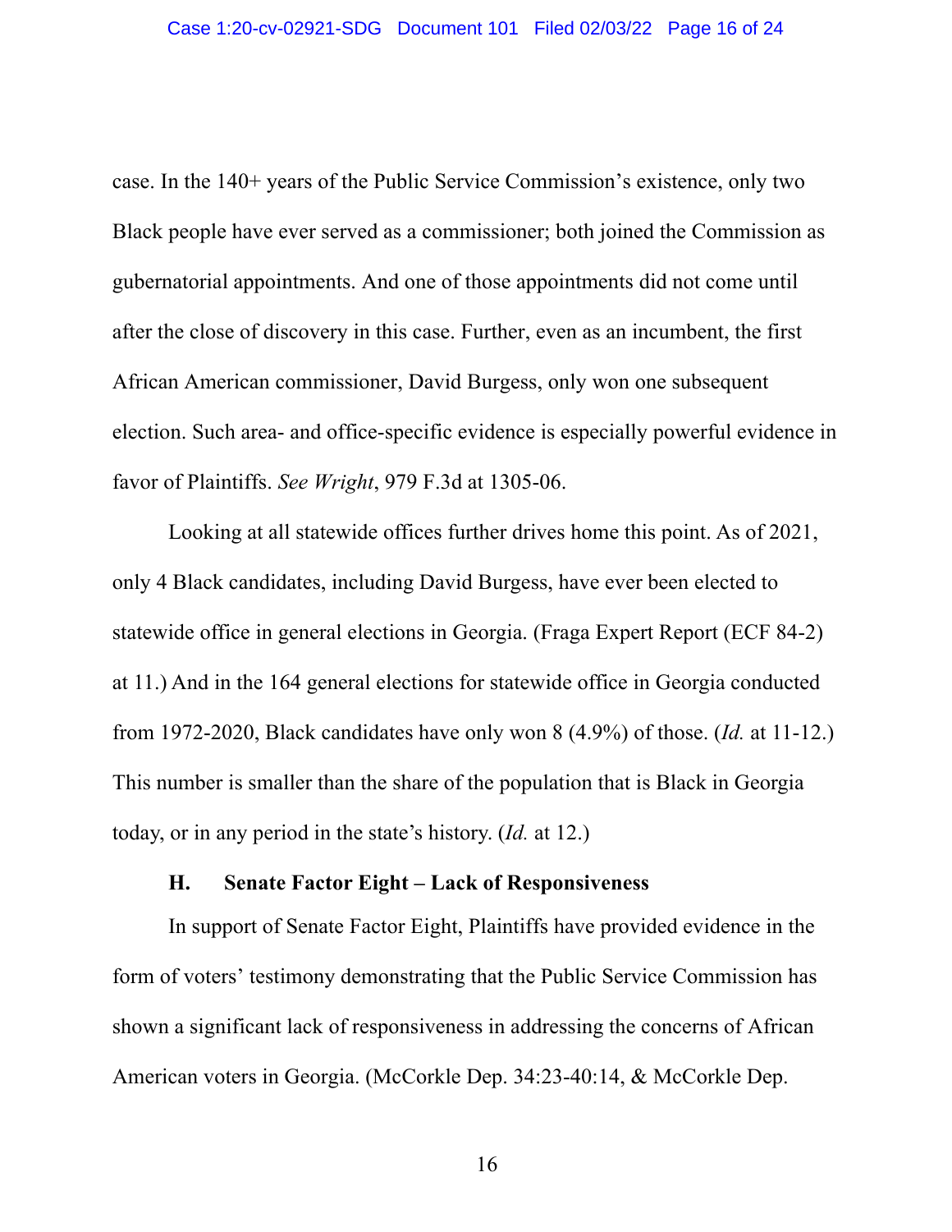case. In the 140+ years of the Public Service Commission's existence, only two Black people have ever served as a commissioner; both joined the Commission as gubernatorial appointments. And one of those appointments did not come until after the close of discovery in this case. Further, even as an incumbent, the first African American commissioner, David Burgess, only won one subsequent election. Such area- and office-specific evidence is especially powerful evidence in favor of Plaintiffs. *See Wright*, 979 F.3d at 1305-06.

Looking at all statewide offices further drives home this point. As of 2021, only 4 Black candidates, including David Burgess, have ever been elected to statewide office in general elections in Georgia. (Fraga Expert Report (ECF 84-2) at 11.) And in the 164 general elections for statewide office in Georgia conducted from 1972-2020, Black candidates have only won 8 (4.9%) of those. (*Id.* at 11-12.) This number is smaller than the share of the population that is Black in Georgia today, or in any period in the state's history. (*Id.* at 12.)

### H. Senate Factor Eight – Lack of Responsiveness

In support of Senate Factor Eight, Plaintiffs have provided evidence in the form of voters' testimony demonstrating that the Public Service Commission has shown a significant lack of responsiveness in addressing the concerns of African American voters in Georgia. (McCorkle Dep. 34:23-40:14, & McCorkle Dep.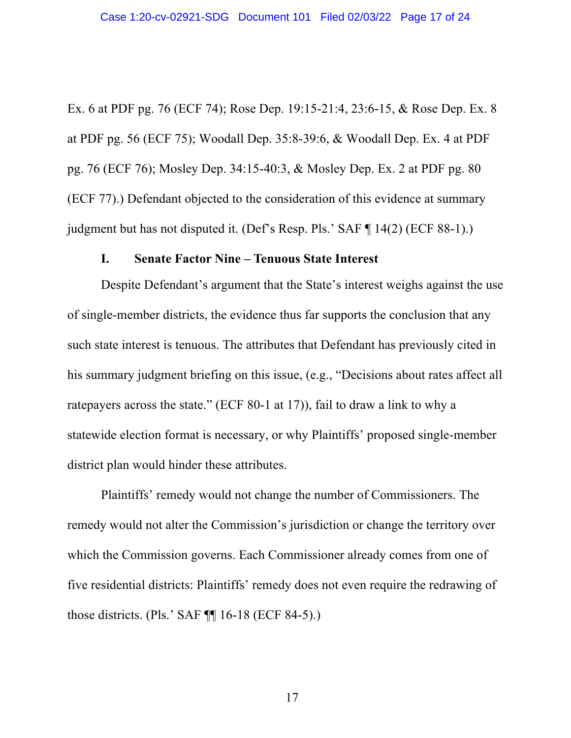Ex. 6 at PDF pg. 76 (ECF 74); Rose Dep. 19:15-21:4, 23:6-15, & Rose Dep. Ex. 8 at PDF pg. 56 (ECF 75); Woodall Dep. 35:8-39:6, & Woodall Dep. Ex. 4 at PDF pg. 76 (ECF 76); Mosley Dep. 34:15-40:3, & Mosley Dep. Ex. 2 at PDF pg. 80 (ECF 77).) Defendant objected to the consideration of this evidence at summary judgment but has not disputed it. (Def's Resp. Pls.' SAF ¶ 14(2) (ECF 88-1).)

### I. Senate Factor Nine – Tenuous State Interest

Despite Defendant's argument that the State's interest weighs against the use of single-member districts, the evidence thus far supports the conclusion that any such state interest is tenuous. The attributes that Defendant has previously cited in his summary judgment briefing on this issue, (e.g., "Decisions about rates affect all ratepayers across the state." (ECF 80-1 at 17)), fail to draw a link to why a statewide election format is necessary, or why Plaintiffs' proposed single-member district plan would hinder these attributes.

Plaintiffs' remedy would not change the number of Commissioners. The remedy would not alter the Commission's jurisdiction or change the territory over which the Commission governs. Each Commissioner already comes from one of five residential districts: Plaintiffs' remedy does not even require the redrawing of those districts. (Pls.' SAF ¶¶ 16-18 (ECF 84-5).)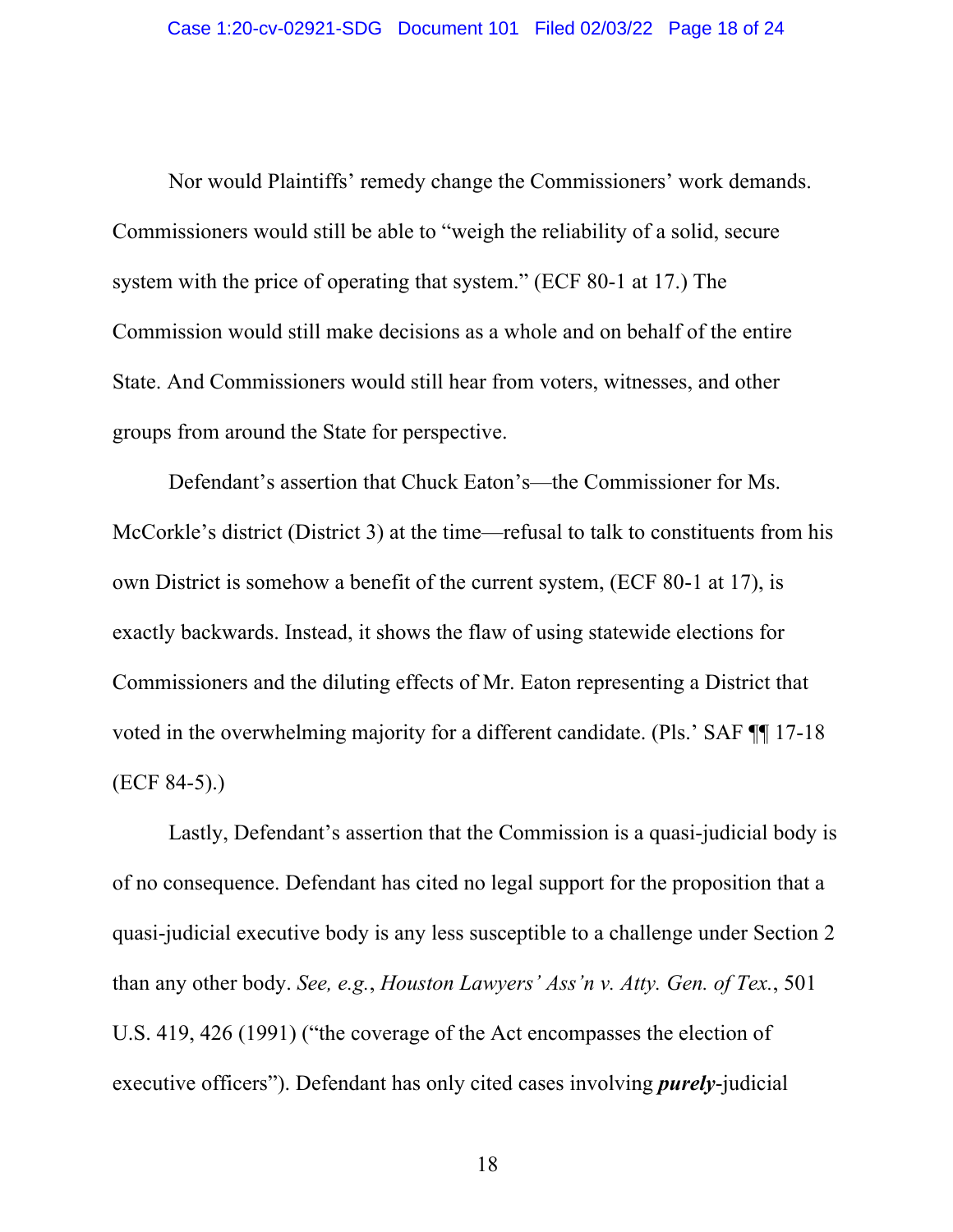Nor would Plaintiffs' remedy change the Commissioners' work demands. Commissioners would still be able to "weigh the reliability of a solid, secure system with the price of operating that system." (ECF 80-1 at 17.) The Commission would still make decisions as a whole and on behalf of the entire State. And Commissioners would still hear from voters, witnesses, and other groups from around the State for perspective.

Defendant's assertion that Chuck Eaton's—the Commissioner for Ms. McCorkle's district (District 3) at the time—refusal to talk to constituents from his own District is somehow a benefit of the current system, (ECF 80-1 at 17), is exactly backwards. Instead, it shows the flaw of using statewide elections for Commissioners and the diluting effects of Mr. Eaton representing a District that voted in the overwhelming majority for a different candidate. (Pls.' SAF ¶¶ 17-18 (ECF 84-5).)

Lastly, Defendant's assertion that the Commission is a quasi-judicial body is of no consequence. Defendant has cited no legal support for the proposition that a quasi-judicial executive body is any less susceptible to a challenge under Section 2 than any other body. *See, e.g.*, *Houston Lawyers' Ass'n v. Atty. Gen. of Tex.*, 501 U.S. 419, 426 (1991) ("the coverage of the Act encompasses the election of executive officers"). Defendant has only cited cases involving ***purely***-judicial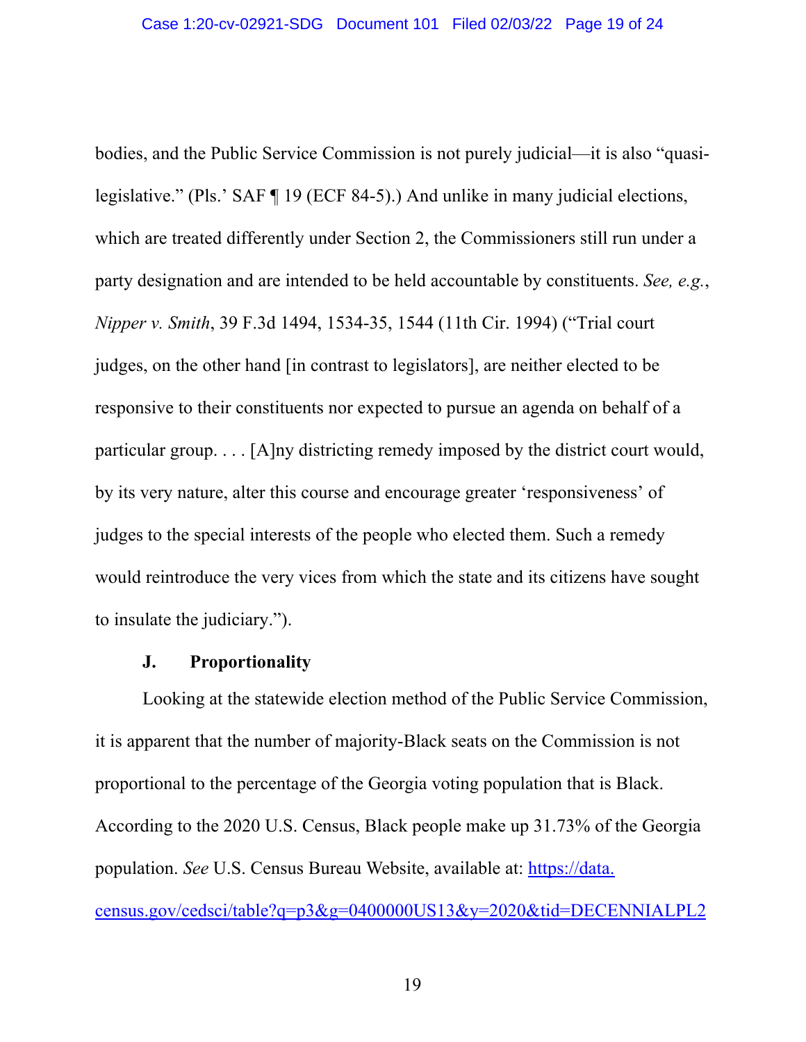bodies, and the Public Service Commission is not purely judicial—it is also "quasi-legislative." (Pls.' SAF ¶ 19 (ECF 84-5).) And unlike in many judicial elections, which are treated differently under Section 2, the Commissioners still run under a party designation and are intended to be held accountable by constituents. *See, e.g.*, *Nipper v. Smith*, 39 F.3d 1494, 1534-35, 1544 (11th Cir. 1994) ("Trial court judges, on the other hand [in contrast to legislators], are neither elected to be responsive to their constituents nor expected to pursue an agenda on behalf of a particular group. . . . [A]ny districting remedy imposed by the district court would, by its very nature, alter this course and encourage greater 'responsiveness' of judges to the special interests of the people who elected them. Such a remedy would reintroduce the very vices from which the state and its citizens have sought to insulate the judiciary.").

**J. Proportionality**

Looking at the statewide election method of the Public Service Commission, it is apparent that the number of majority-Black seats on the Commission is not proportional to the percentage of the Georgia voting population that is Black. According to the 2020 U.S. Census, Black people make up 31.73% of the Georgia population. *See* U.S. Census Bureau Website, available at: https://data.census.gov/cedsci/table?q=p3&g=0400000US13&y=2020&tid=DECENNIALPL2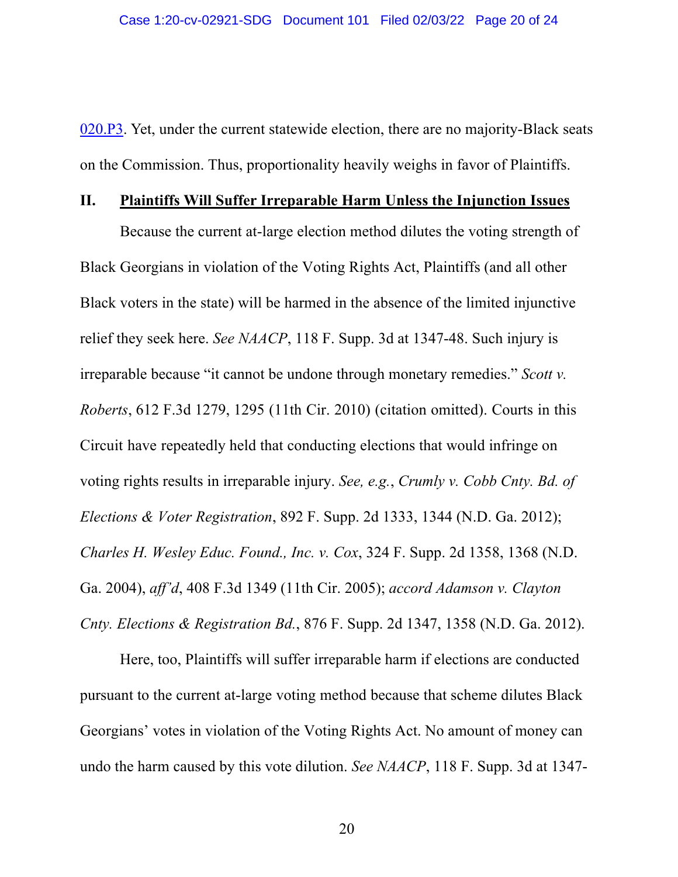020.P3. Yet, under the current statewide election, there are no majority-Black seats on the Commission. Thus, proportionality heavily weighs in favor of Plaintiffs.

## II. Plaintiffs Will Suffer Irreparable Harm Unless the Injunction Issues

Because the current at-large election method dilutes the voting strength of Black Georgians in violation of the Voting Rights Act, Plaintiffs (and all other Black voters in the state) will be harmed in the absence of the limited injunctive relief they seek here. *See NAACP*, 118 F. Supp. 3d at 1347-48. Such injury is irreparable because "it cannot be undone through monetary remedies." *Scott v. Roberts*, 612 F.3d 1279, 1295 (11th Cir. 2010) (citation omitted). Courts in this Circuit have repeatedly held that conducting elections that would infringe on voting rights results in irreparable injury. *See, e.g.*, *Crumly v. Cobb Cnty. Bd. of Elections & Voter Registration*, 892 F. Supp. 2d 1333, 1344 (N.D. Ga. 2012); *Charles H. Wesley Educ. Found., Inc. v. Cox*, 324 F. Supp. 2d 1358, 1368 (N.D. Ga. 2004), *aff'd*, 408 F.3d 1349 (11th Cir. 2005); *accord Adamson v. Clayton Cnty. Elections & Registration Bd.*, 876 F. Supp. 2d 1347, 1358 (N.D. Ga. 2012).

Here, too, Plaintiffs will suffer irreparable harm if elections are conducted pursuant to the current at-large voting method because that scheme dilutes Black Georgians' votes in violation of the Voting Rights Act. No amount of money can undo the harm caused by this vote dilution. *See NAACP*, 118 F. Supp. 3d at 1347-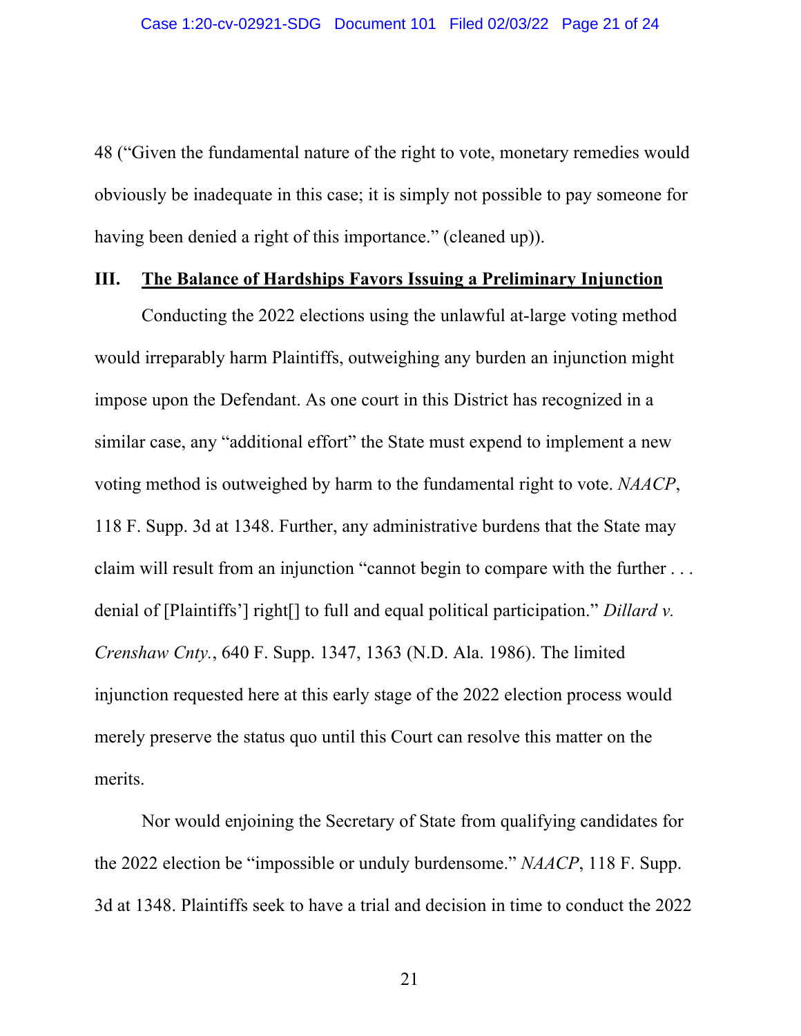48 ("Given the fundamental nature of the right to vote, monetary remedies would obviously be inadequate in this case; it is simply not possible to pay someone for having been denied a right of this importance." (cleaned up)).

## III. The Balance of Hardships Favors Issuing a Preliminary Injunction

Conducting the 2022 elections using the unlawful at-large voting method would irreparably harm Plaintiffs, outweighing any burden an injunction might impose upon the Defendant. As one court in this District has recognized in a similar case, any "additional effort" the State must expend to implement a new voting method is outweighed by harm to the fundamental right to vote. *NAACP*, 118 F. Supp. 3d at 1348. Further, any administrative burdens that the State may claim will result from an injunction "cannot begin to compare with the further . . . denial of [Plaintiffs'] right[] to full and equal political participation." *Dillard v. Crenshaw Cnty.*, 640 F. Supp. 1347, 1363 (N.D. Ala. 1986). The limited injunction requested here at this early stage of the 2022 election process would merely preserve the status quo until this Court can resolve this matter on the merits.

Nor would enjoining the Secretary of State from qualifying candidates for the 2022 election be "impossible or unduly burdensome." *NAACP*, 118 F. Supp. 3d at 1348. Plaintiffs seek to have a trial and decision in time to conduct the 2022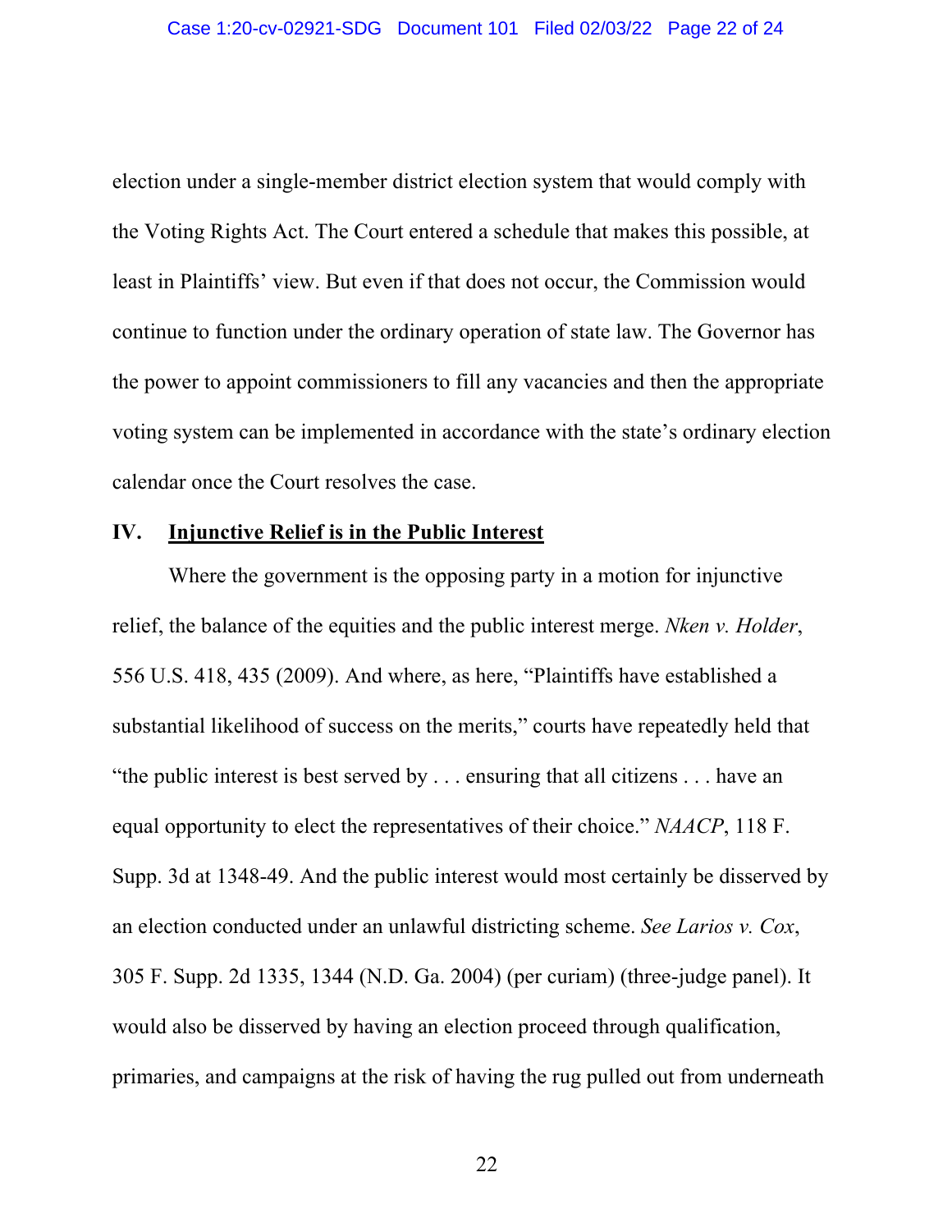election under a single-member district election system that would comply with the Voting Rights Act. The Court entered a schedule that makes this possible, at least in Plaintiffs' view. But even if that does not occur, the Commission would continue to function under the ordinary operation of state law. The Governor has the power to appoint commissioners to fill any vacancies and then the appropriate voting system can be implemented in accordance with the state's ordinary election calendar once the Court resolves the case.

## IV. Injunctive Relief is in the Public Interest

Where the government is the opposing party in a motion for injunctive relief, the balance of the equities and the public interest merge. *Nken v. Holder*, 556 U.S. 418, 435 (2009). And where, as here, "Plaintiffs have established a substantial likelihood of success on the merits," courts have repeatedly held that "the public interest is best served by . . . ensuring that all citizens . . . have an equal opportunity to elect the representatives of their choice." *NAACP*, 118 F. Supp. 3d at 1348-49. And the public interest would most certainly be disserved by an election conducted under an unlawful districting scheme. *See Larios v. Cox*, 305 F. Supp. 2d 1335, 1344 (N.D. Ga. 2004) (per curiam) (three-judge panel). It would also be disserved by having an election proceed through qualification, primaries, and campaigns at the risk of having the rug pulled out from underneath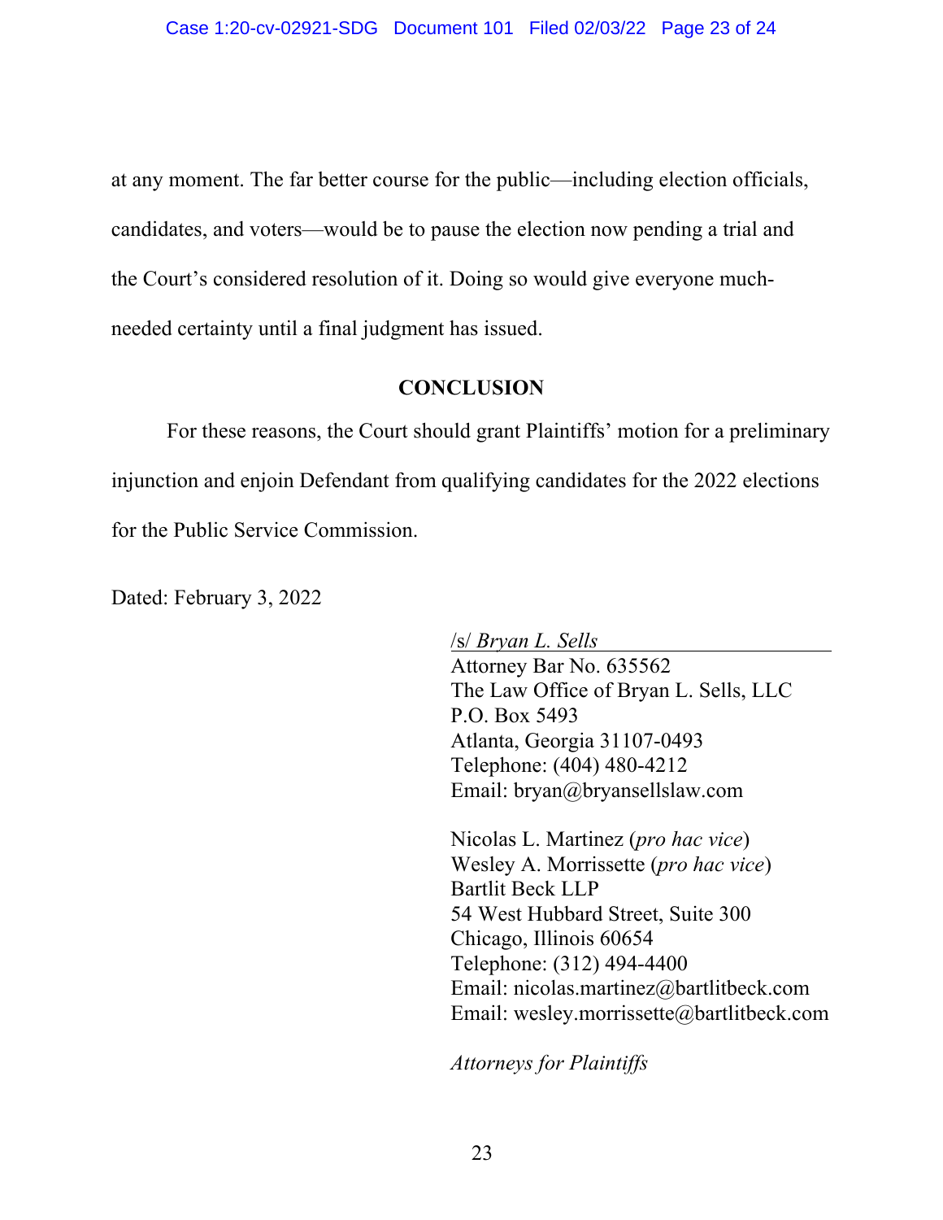at any moment. The far better course for the public—including election officials, candidates, and voters—would be to pause the election now pending a trial and the Court's considered resolution of it. Doing so would give everyone much-needed certainty until a final judgment has issued.

## CONCLUSION

For these reasons, the Court should grant Plaintiffs' motion for a preliminary injunction and enjoin Defendant from qualifying candidates for the 2022 elections for the Public Service Commission.

Dated: February 3, 2022

/s/ *Bryan L. Sells*
Attorney Bar No. 635562
The Law Office of Bryan L. Sells, LLC
P.O. Box 5493
Atlanta, Georgia 31107-0493
Telephone: (404) 480-4212
Email: bryan@bryansellslaw.com

Nicolas L. Martinez (*pro hac vice*)
Wesley A. Morrissette (*pro hac vice*)
Bartlit Beck LLP
54 West Hubbard Street, Suite 300
Chicago, Illinois 60654
Telephone: (312) 494-4400
Email: nicolas.martinez@bartlitbeck.com
Email: wesley.morrissette@bartlitbeck.com

*Attorneys for Plaintiffs*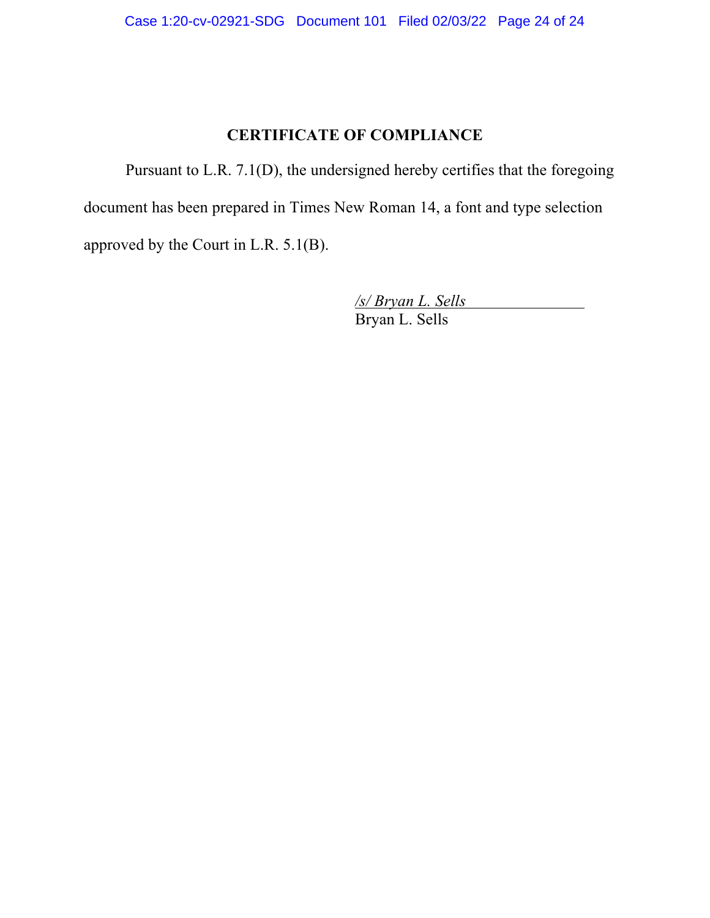## CERTIFICATE OF COMPLIANCE

Pursuant to L.R. 7.1(D), the undersigned hereby certifies that the foregoing document has been prepared in Times New Roman 14, a font and type selection approved by the Court in L.R. 5.1(B).

*/s/ Bryan L. Sells*
Bryan L. Sells